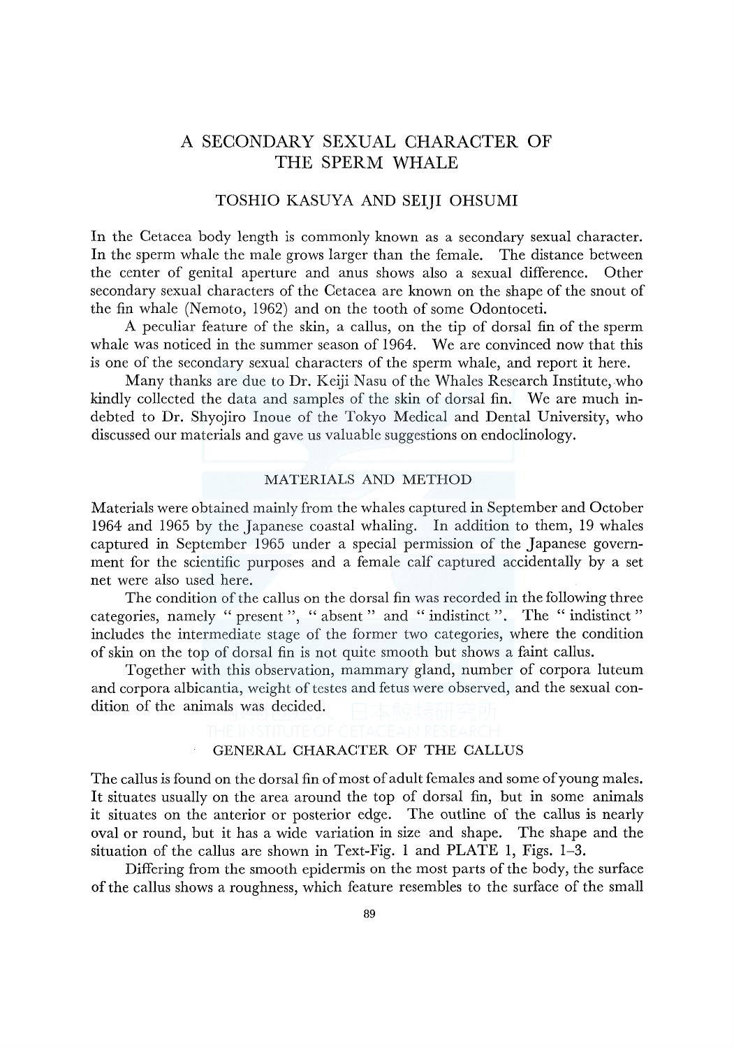# A SECONDARY SEXUAL CHARACTER OF THE SPERM WHALE

TOSHIO KASUYA AND SEIJI OHSUMI

In the Cetacea body length is commonly known as a secondary sexual character. In the sperm whale the male grows larger than the female. The distance between the center of genital aperture and anus shows also a sexual difference. Other secondary sexual characters of the Cetacea are known on the shape of the snout of the fin whale (Nemoto, 1962) and on the tooth of some Odontoceti.

A peculiar feature of the skin, a callus, on the tip of dorsal fin of the sperm whale was noticed in the summer season of 1964. We are convinced now that this is one of the secondary sexual characters of the sperm whale, and report it here.

Many thanks are due to Dr. Keiji Nasu of the Whales Research Institute, who kindly collected the data and samples of the skin of dorsal fin. We are much indebted to Dr. Shyojiro Inoue of the Tokyo Medical and Dental University, who discussed our materials and gave us valuable suggestions on endoclinology.

## MATERIALS AND METHOD

Materials were obtained mainly from the whales captured in September and October 1964 and 1965 by the Japanese coastal whaling. In addition to them, 19 whales captured in September 1965 under a special permission of the Japanese government for the scientific purposes and a female calf captured accidentally by a set net were also used here.

The condition of the callus on the dorsal fin was recorded in the following three categories, namely " present ", " absent " and " indistinct ". The " indistinct " includes the intermediate stage of the former two categories, where the condition of skin on the top of dorsal fin is not quite smooth but shows a faint callus.

Together with this observation, mammary gland, number of corpora luteum and corpora albicantia, weight of testes and fetus were observed, and the sexual condition of the animals was decided.

## GENERAL CHARACTER OF THE CALLUS

The callus is found on the dorsal fin of most of adult females and some of young males. It situates usually on the area around the top of dorsal fin, but in some animals it situates on the anterior or posterior edge. The outline of the callus is nearly oval or round, but it has a wide variation in size and shape. The shape and the situation of the callus are shown in Text-Fig. 1 and PLATE 1, Figs. 1–3.

Differing from the smooth epidermis on the most parts of the body, the surface of the callus shows a roughness, which feature resembles to the surface of the small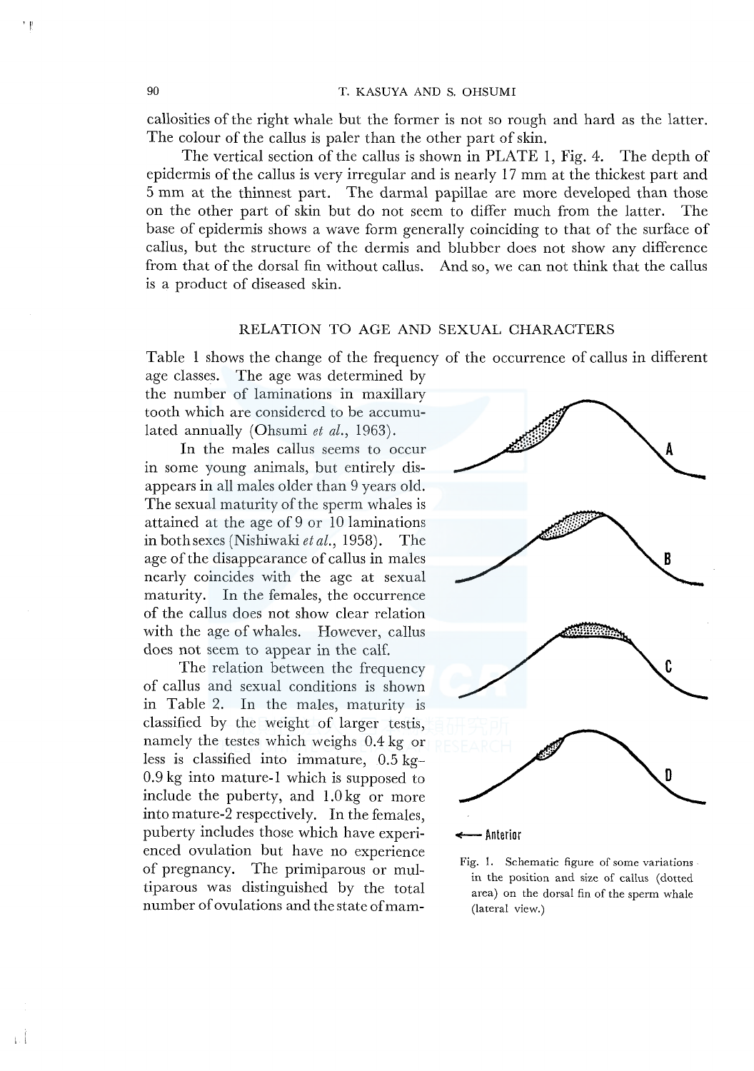callosities of the right whale but the former is not so rough and hard as the latter. The colour of the callus is paler than the other part of skin.

The vertical section of the callus is shown in PLATE 1, Fig. 4. The depth of epidermis of the callus is very irregular and is nearly 17 mm at the thickest part and 5 mm at the thinnest part. The darmal papillae are more developed than those on the other part of skin but do not seem to differ much from the latter. The base of epidermis shows a wave form generally coinciding to that of the surface of callus, but the structure of the dermis and blubber does not show any difference from that of the dorsal fin without callus. And so, we can not think that the callus is a product of diseased skin.

## RELATION TO AGE AND SEXUAL CHARACTERS

Table 1 shows the change of the frequency of the occurrence of callus in different age classes. The age was determined by the number of laminations in maxillary tooth which are considered to be accumulated annually (Ohsumi *et al.*, 1963).

In the males callus seems to occur in some young animals, but entirely disappears in all males older than 9 years old. The sexual maturity of the sperm whales is attained at the age of 9 or 10 laminations in both sexes (Nishiwaki *et al.*, 1958). The age of the disappearance of callus in males nearly coincides with the age at sexual maturity. In the females, the occurrence of the callus does not show clear relation with the age of whales. However, callus does not seem to appear in the calf.

The relation between the frequency of callus and sexual conditions is shown in Table 2. In the males, maturity is classified by the weight of larger testis, namely the testes which weighs 0.4 kg or less is classified into immature, 0.5 kg–0.9 kg into mature-1 which is supposed to include the puberty, and 1.0 kg or more into mature-2 respectively. In the females, puberty includes those which have experienced ovulation but have no experience of pregnancy. The primiparous or multiparous was distinguished by the total number of ovulations and the state of mam-

Fig. 1. Schematic figure of some variations in the position and size of callus (dotted area) on the dorsal fin of the sperm whale (lateral view.)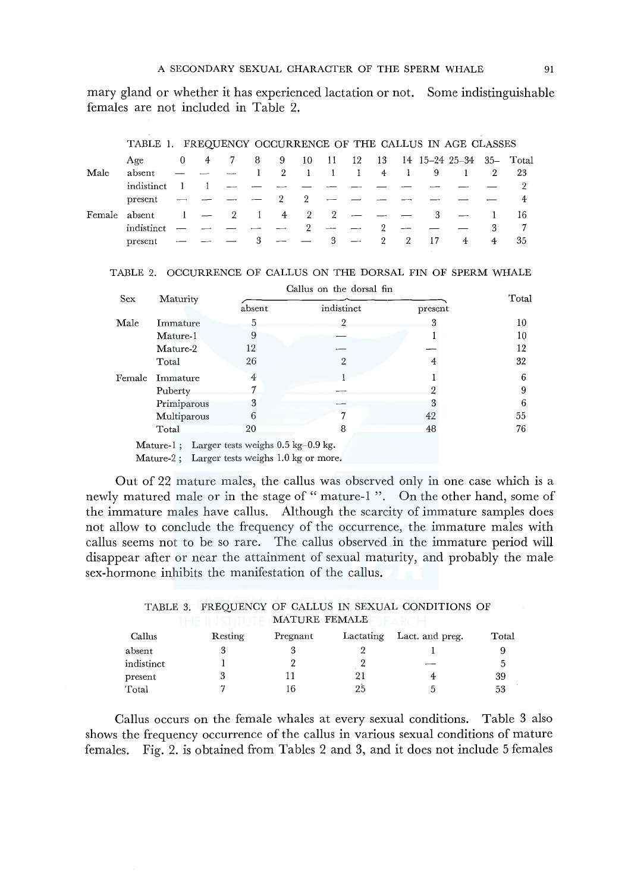mary gland or whether it has experienced lactation or not. Some indistinguishable females are not included in Table 2.

TABLE 1. FREQUENCY OCCURRENCE OF THE CALLUS IN AGE CLASSES

| | Age | 0 | 4 | 7 | 8 | 9 | 10 | 11 | 12 | 13 | 14 | 15–24 | 25–34 | 35– | Total |
|---|---|---|---|---|---|---|---|---|---|---|---|---|---|---|---|
| Male | absent | — | — | — | 1 | 2 | 1 | 1 | 1 | 4 | 1 | 9 | 1 | 2 | 23 |
| | indistinct | 1 | 1 | — | — | — | — | — | — | — | — | — | — | — | 2 |
| | present | — | — | — | — | 2 | 2 | — | — | — | — | — | — | — | 4 |
| Female | absent | 1 | — | 2 | 1 | 4 | 2 | 2 | — | — | — | 3 | — | 1 | 16 |
| | indistinct | — | — | — | — | — | 2 | — | — | 2 | — | — | — | 3 | 7 |
| | present | — | — | — | 3 | — | — | 3 | — | 2 | 2 | 17 | 4 | 4 | 35 |

TABLE 2. OCCURRENCE OF CALLUS ON THE DORSAL FIN OF SPERM WHALE

| Sex | Maturity | Callus on the dorsal fin | | | Total |
|---|---|---|---|---|---|
| | | absent | indistinct | present | |
| Male | Immature | 5 | 2 | 3 | 10 |
| | Mature-1 | 9 | — | 1 | 10 |
| | Mature-2 | 12 | — | — | 12 |
| | Total | 26 | 2 | 4 | 32 |
| Female | Immature | 4 | 1 | 1 | 6 |
| | Puberty | 7 | — | 2 | 9 |
| | Primiparous | 3 | — | 3 | 6 |
| | Multiparous | 6 | 7 | 42 | 55 |
| | Total | 20 | 8 | 48 | 76 |

Mature-1 ; Larger tests weighs 0.5 kg–0.9 kg.
Mature-2 ; Larger tests weighs 1.0 kg or more.

Out of 22 mature males, the callus was observed only in one case which is a newly matured male or in the stage of " mature-1 ". On the other hand, some of the immature males have callus. Although the scarcity of immature samples does not allow to conclude the frequency of the occurrence, the immature males with callus seems not to be so rare. The callus observed in the immature period will disappear after or near the attainment of sexual maturity, and probably the male sex-hormone inhibits the manifestation of the callus.

TABLE 3. FREQUENCY OF CALLUS IN SEXUAL CONDITIONS OF MATURE FEMALE

| Callus | Resting | Pregnant | Lactating | Lact. and preg. | Total |
|---|---|---|---|---|---|
| absent | 3 | 3 | 2 | 1 | 9 |
| indistinct | 1 | 2 | 2 | — | 5 |
| present | 3 | 11 | 21 | 4 | 39 |
| Total | 7 | 16 | 25 | 5 | 53 |

Callus occurs on the female whales at every sexual conditions. Table 3 also shows the frequency occurrence of the callus in various sexual conditions of mature females. Fig. 2. is obtained from Tables 2 and 3, and it does not include 5 females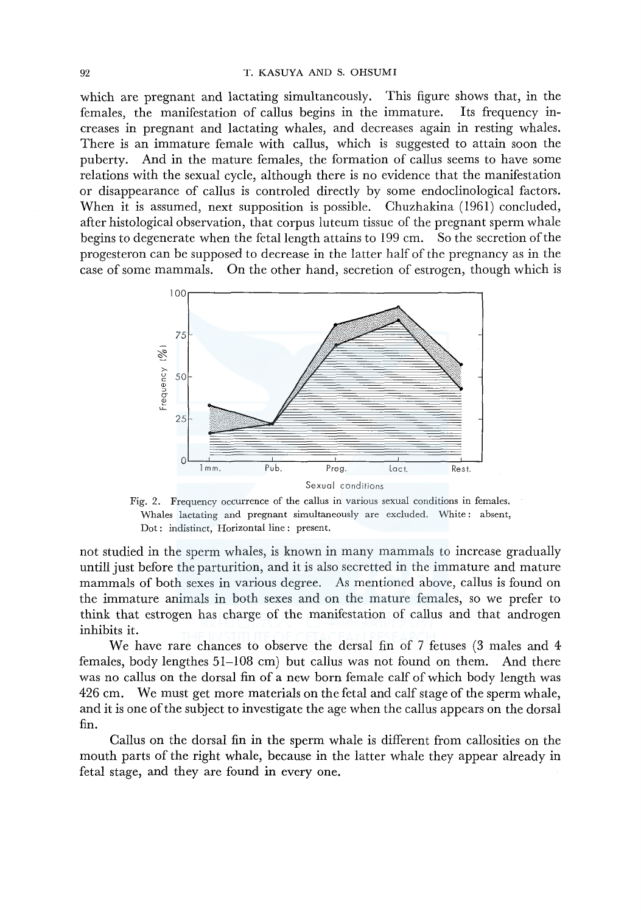which are pregnant and lactating simultaneously. This figure shows that, in the females, the manifestation of callus begins in the immature. Its frequency increases in pregnant and lactating whales, and decreases again in resting whales. There is an immature female with callus, which is suggested to attain soon the puberty. And in the mature females, the formation of callus seems to have some relations with the sexual cycle, although there is no evidence that the manifestation or disappearance of callus is controled directly by some endoclinological factors. When it is assumed, next supposition is possible. Chuzhakina (1961) concluded, after histological observation, that corpus luteum tissue of the pregnant sperm whale begins to degenerate when the fetal length attains to 199 cm. So the secretion of the progesteron can be supposed to decrease in the latter half of the pregnancy as in the case of some mammals. On the other hand, secretion of estrogen, though which is not studied in the sperm whales, is known in many mammals to increase gradually untill just before the parturition, and it is also secretted in the immature and mature mammals of both sexes in various degree. As mentioned above, callus is found on the immature animals in both sexes and on the mature females, so we prefer to think that estrogen has charge of the manifestation of callus and that androgen inhibits it.

Fig. 2. Frequency occurrence of the callus in various sexual conditions in females. Whales lactating and pregnant simultaneously are excluded. White: absent, Dot: indistinct, Horizontal line: present.

We have rare chances to observe the dersal fin of 7 fetuses (3 males and 4 females, body lengthes 51–108 cm) but callus was not found on them. And there was no callus on the dorsal fin of a new born female calf of which body length was 426 cm. We must get more materials on the fetal and calf stage of the sperm whale, and it is one of the subject to investigate the age when the callus appears on the dorsal fin.

Callus on the dorsal fin in the sperm whale is different from callosities on the mouth parts of the right whale, because in the latter whale they appear already in fetal stage, and they are found in every one.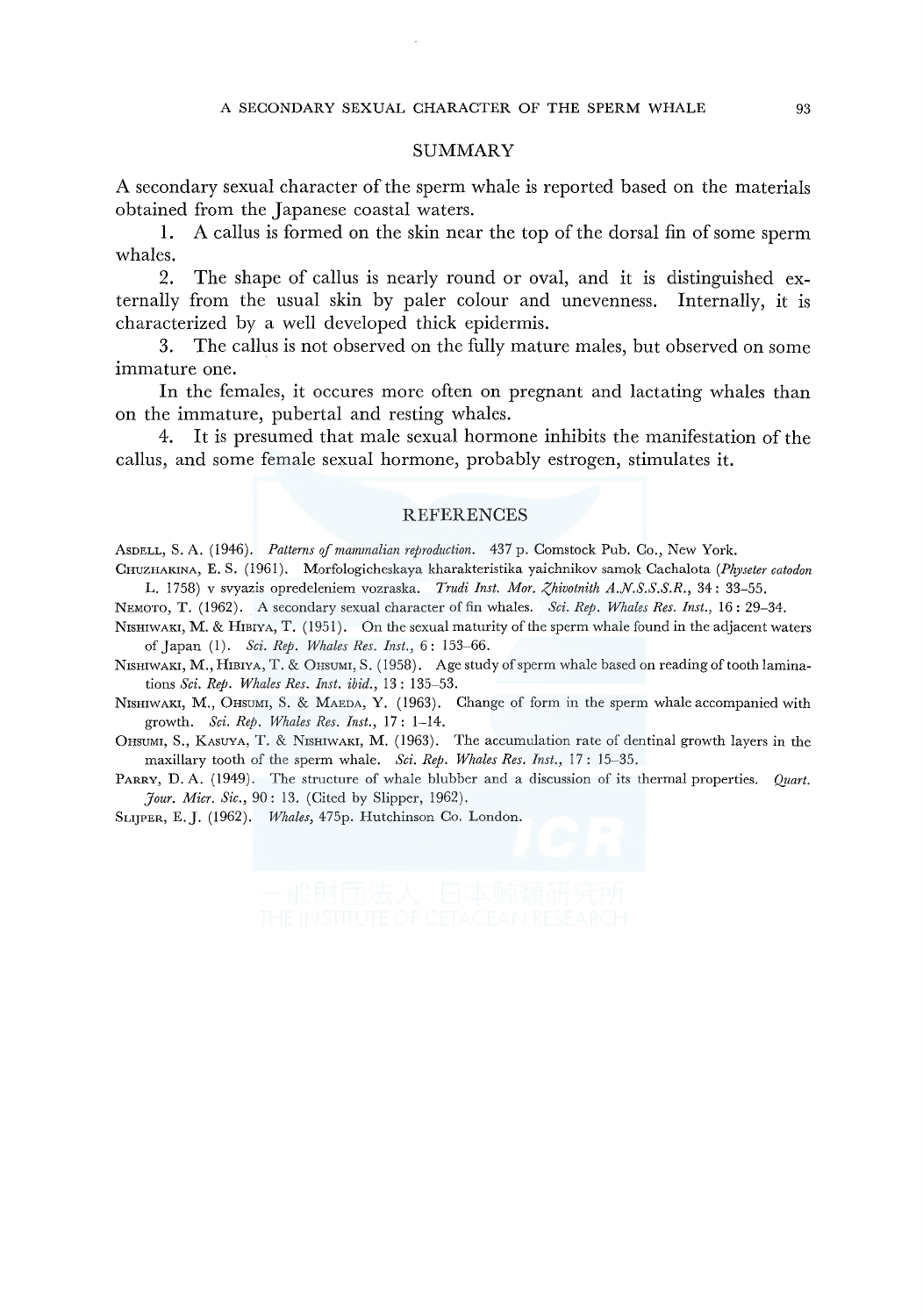## SUMMARY

A secondary sexual character of the sperm whale is reported based on the materials obtained from the Japanese coastal waters.

1. A callus is formed on the skin near the top of the dorsal fin of some sperm whales.

2. The shape of callus is nearly round or oval, and it is distinguished externally from the usual skin by paler colour and unevenness. Internally, it is characterized by a well developed thick epidermis.

3. The callus is not observed on the fully mature males, but observed on some immature one.

In the females, it occures more often on pregnant and lactating whales than on the immature, pubertal and resting whales.

4. It is presumed that male sexual hormone inhibits the manifestation of the callus, and some female sexual hormone, probably estrogen, stimulates it.

## REFERENCES

Asdell, S. A. (1946). *Patterns of mammalian reproduction.* 437 p. Comstock Pub. Co., New York.

Chuzhakina, E. S. (1961). Morfologicheskaya kharakteristika yaichnikov samok Cachalota (*Physeter catodon* L. 1758) v svyazis opredeleniem vozraska. *Trudi Inst. Mor. Zhivotnith A.N.S.S.S.R.*, 34: 33–55.

Nemoto, T. (1962). A secondary sexual character of fin whales. *Sci. Rep. Whales Res. Inst.*, 16: 29–34.

Nishiwaki, M. & Hibiya, T. (1951). On the sexual maturity of the sperm whale found in the adjacent waters of Japan (1). *Sci. Rep. Whales Res. Inst.*, 6: 153–66.

Nishiwaki, M., Hibiya, T. & Ohsumi, S. (1958). Age study of sperm whale based on reading of tooth laminations *Sci. Rep. Whales Res. Inst. ibid.*, 13: 135–53.

Nishiwaki, M., Ohsumi, S. & Maeda, Y. (1963). Change of form in the sperm whale accompanied with growth. *Sci. Rep. Whales Res. Inst.*, 17: 1–14.

Ohsumi, S., Kasuya, T. & Nishiwaki, M. (1963). The accumulation rate of dentinal growth layers in the maxillary tooth of the sperm whale. *Sci. Rep. Whales Res. Inst.*, 17: 15–35.

Parry, D. A. (1949). The structure of whale blubber and a discussion of its thermal properties. *Quart. Jour. Micr. Sic.*, 90: 13. (Cited by Slipper, 1962).

Slijper, E. J. (1962). *Whales*, 475p. Hutchinson Co. London.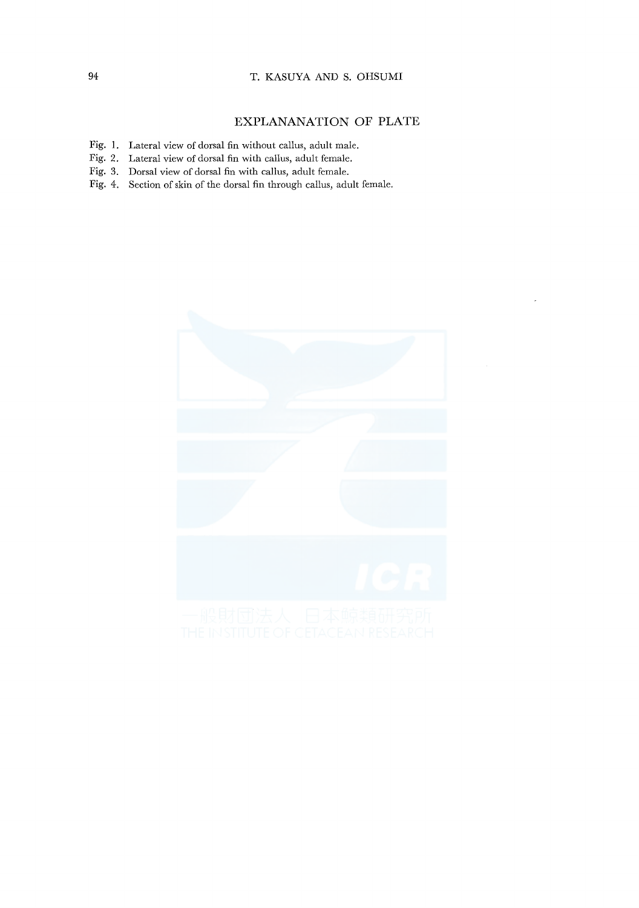## EXPLANANATION OF PLATE

Fig. 1. Lateral view of dorsal fin without callus, adult male.
Fig. 2. Lateral view of dorsal fin with callus, adult female.
Fig. 3. Dorsal view of dorsal fin with callus, adult female.
Fig. 4. Section of skin of the dorsal fin through callus, adult female.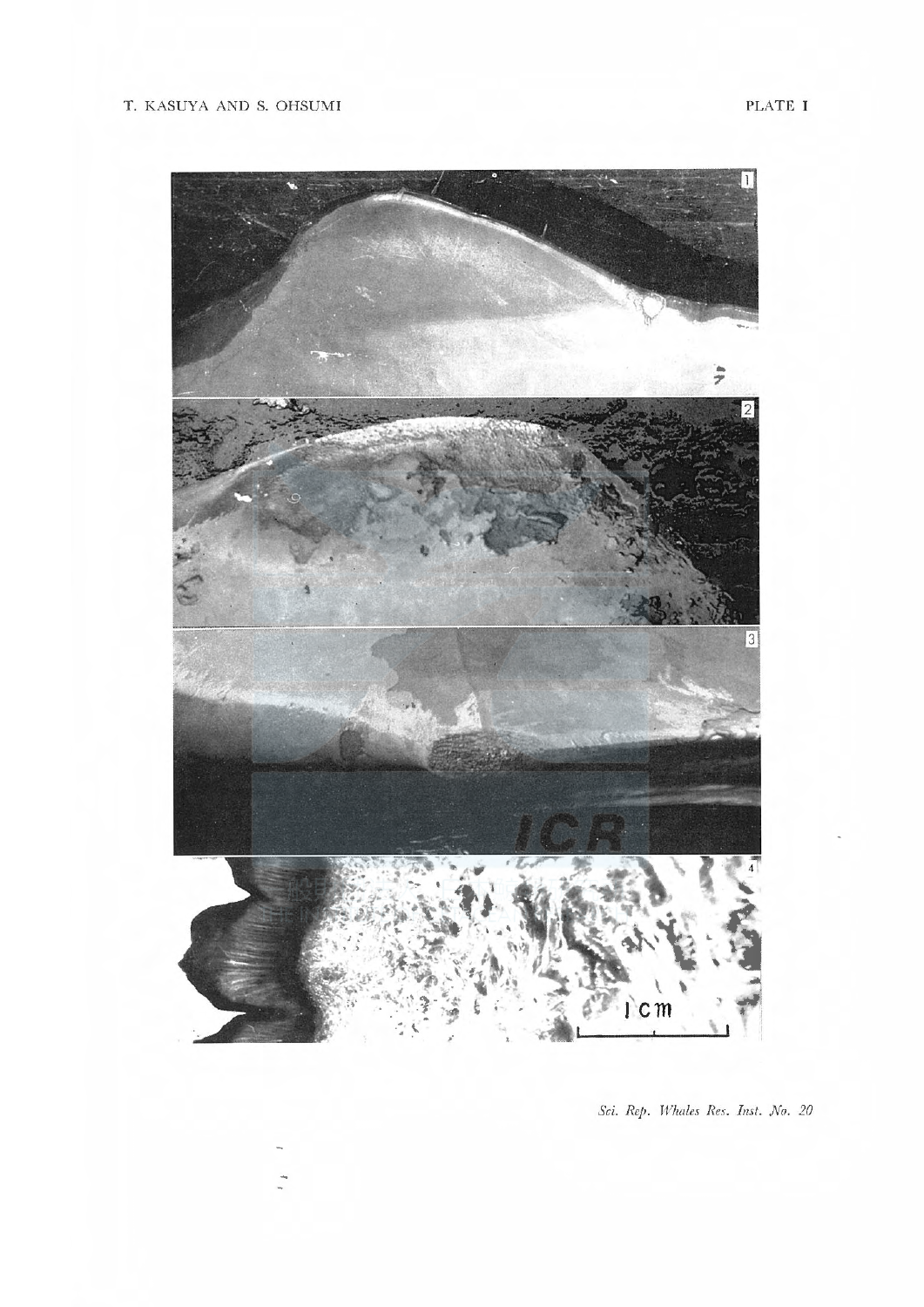PLATE I

1

2

3

4

1 cm